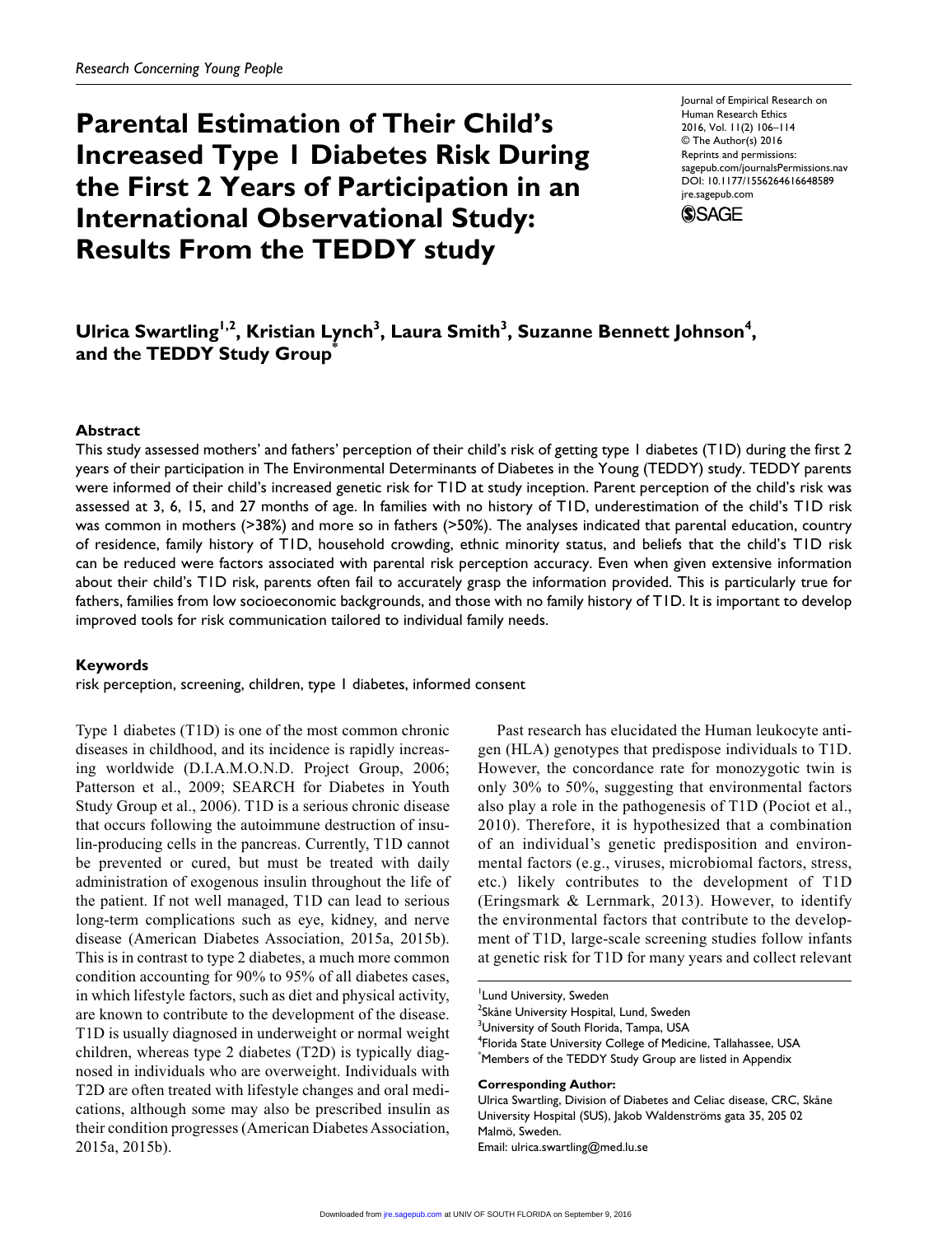*Research Concerning Young People*

# Parental Estimation of Their Child's Increased Type 1 Diabetes Risk During the First 2 Years of Participation in an International Observational Study: Results From the TEDDY study

Journal of Empirical Research on Human Research Ethics
2016, Vol. 11(2) 106–114
© The Author(s) 2016
Reprints and permissions: sagepub.com/journalsPermissions.nav
DOI: 10.1177/1556264616648589
jre.sagepub.com

**Ulrica Swartling[1,2], Kristian Lynch[3], Laura Smith[3], Suzanne Bennett Johnson[4], and the TEDDY Study Group[*]**

## Abstract

This study assessed mothers' and fathers' perception of their child's risk of getting type 1 diabetes (T1D) during the first 2 years of their participation in The Environmental Determinants of Diabetes in the Young (TEDDY) study. TEDDY parents were informed of their child's increased genetic risk for T1D at study inception. Parent perception of the child's risk was assessed at 3, 6, 15, and 27 months of age. In families with no history of T1D, underestimation of the child's T1D risk was common in mothers (>38%) and more so in fathers (>50%). The analyses indicated that parental education, country of residence, family history of T1D, household crowding, ethnic minority status, and beliefs that the child's T1D risk can be reduced were factors associated with parental risk perception accuracy. Even when given extensive information about their child's T1D risk, parents often fail to accurately grasp the information provided. This is particularly true for fathers, families from low socioeconomic backgrounds, and those with no family history of T1D. It is important to develop improved tools for risk communication tailored to individual family needs.

## Keywords

risk perception, screening, children, type 1 diabetes, informed consent

Type 1 diabetes (T1D) is one of the most common chronic diseases in childhood, and its incidence is rapidly increasing worldwide (D.I.A.M.O.N.D. Project Group, 2006; Patterson et al., 2009; SEARCH for Diabetes in Youth Study Group et al., 2006). T1D is a serious chronic disease that occurs following the autoimmune destruction of insulin-producing cells in the pancreas. Currently, T1D cannot be prevented or cured, but must be treated with daily administration of exogenous insulin throughout the life of the patient. If not well managed, T1D can lead to serious long-term complications such as eye, kidney, and nerve disease (American Diabetes Association, 2015a, 2015b). This is in contrast to type 2 diabetes, a much more common condition accounting for 90% to 95% of all diabetes cases, in which lifestyle factors, such as diet and physical activity, are known to contribute to the development of the disease. T1D is usually diagnosed in underweight or normal weight children, whereas type 2 diabetes (T2D) is typically diagnosed in individuals who are overweight. Individuals with T2D are often treated with lifestyle changes and oral medications, although some may also be prescribed insulin as their condition progresses (American Diabetes Association, 2015a, 2015b).

Past research has elucidated the Human leukocyte antigen (HLA) genotypes that predispose individuals to T1D. However, the concordance rate for monozygotic twin is only 30% to 50%, suggesting that environmental factors also play a role in the pathogenesis of T1D (Pociot et al., 2010). Therefore, it is hypothesized that a combination of an individual's genetic predisposition and environmental factors (e.g., viruses, microbiomal factors, stress, etc.) likely contributes to the development of T1D (Eringsmark & Lernmark, 2013). However, to identify the environmental factors that contribute to the development of T1D, large-scale screening studies follow infants at genetic risk for T1D for many years and collect relevant

[1]Lund University, Sweden
[2]Skåne University Hospital, Lund, Sweden
[3]University of South Florida, Tampa, USA
[4]Florida State University College of Medicine, Tallahassee, USA
[*]Members of the TEDDY Study Group are listed in Appendix

**Corresponding Author:**
Ulrica Swartling, Division of Diabetes and Celiac disease, CRC, Skåne University Hospital (SUS), Jakob Waldenströms gata 35, 205 02 Malmö, Sweden.
Email: ulrica.swartling@med.lu.se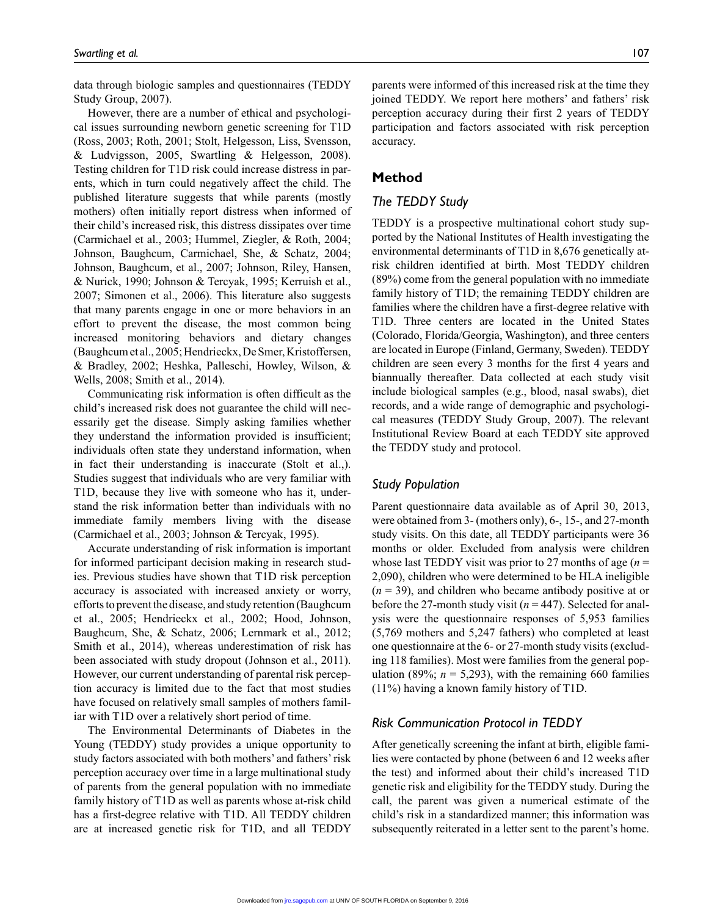data through biologic samples and questionnaires (TEDDY Study Group, 2007).

However, there are a number of ethical and psychological issues surrounding newborn genetic screening for T1D (Ross, 2003; Roth, 2001; Stolt, Helgesson, Liss, Svensson, & Ludvigsson, 2005, Swartling & Helgesson, 2008). Testing children for T1D risk could increase distress in parents, which in turn could negatively affect the child. The published literature suggests that while parents (mostly mothers) often initially report distress when informed of their child's increased risk, this distress dissipates over time (Carmichael et al., 2003; Hummel, Ziegler, & Roth, 2004; Johnson, Baughcum, Carmichael, She, & Schatz, 2004; Johnson, Baughcum, et al., 2007; Johnson, Riley, Hansen, & Nurick, 1990; Johnson & Tercyak, 1995; Kerruish et al., 2007; Simonen et al., 2006). This literature also suggests that many parents engage in one or more behaviors in an effort to prevent the disease, the most common being increased monitoring behaviors and dietary changes (Baughcum et al., 2005; Hendrieckx, De Smer, Kristoffersen, & Bradley, 2002; Heshka, Palleschi, Howley, Wilson, & Wells, 2008; Smith et al., 2014).

Communicating risk information is often difficult as the child's increased risk does not guarantee the child will necessarily get the disease. Simply asking families whether they understand the information provided is insufficient; individuals often state they understand information, when in fact their understanding is inaccurate (Stolt et al.,). Studies suggest that individuals who are very familiar with T1D, because they live with someone who has it, understand the risk information better than individuals with no immediate family members living with the disease (Carmichael et al., 2003; Johnson & Tercyak, 1995).

Accurate understanding of risk information is important for informed participant decision making in research studies. Previous studies have shown that T1D risk perception accuracy is associated with increased anxiety or worry, efforts to prevent the disease, and study retention (Baughcum et al., 2005; Hendrieckx et al., 2002; Hood, Johnson, Baughcum, She, & Schatz, 2006; Lernmark et al., 2012; Smith et al., 2014), whereas underestimation of risk has been associated with study dropout (Johnson et al., 2011). However, our current understanding of parental risk perception accuracy is limited due to the fact that most studies have focused on relatively small samples of mothers familiar with T1D over a relatively short period of time.

The Environmental Determinants of Diabetes in the Young (TEDDY) study provides a unique opportunity to study factors associated with both mothers' and fathers' risk perception accuracy over time in a large multinational study of parents from the general population with no immediate family history of T1D as well as parents whose at-risk child has a first-degree relative with T1D. All TEDDY children are at increased genetic risk for T1D, and all TEDDY parents were informed of this increased risk at the time they joined TEDDY. We report here mothers' and fathers' risk perception accuracy during their first 2 years of TEDDY participation and factors associated with risk perception accuracy.

## Method

### The TEDDY Study

TEDDY is a prospective multinational cohort study supported by the National Institutes of Health investigating the environmental determinants of T1D in 8,676 genetically at-risk children identified at birth. Most TEDDY children (89%) come from the general population with no immediate family history of T1D; the remaining TEDDY children are families where the children have a first-degree relative with T1D. Three centers are located in the United States (Colorado, Florida/Georgia, Washington), and three centers are located in Europe (Finland, Germany, Sweden). TEDDY children are seen every 3 months for the first 4 years and biannually thereafter. Data collected at each study visit include biological samples (e.g., blood, nasal swabs), diet records, and a wide range of demographic and psychological measures (TEDDY Study Group, 2007). The relevant Institutional Review Board at each TEDDY site approved the TEDDY study and protocol.

### Study Population

Parent questionnaire data available as of April 30, 2013, were obtained from 3- (mothers only), 6-, 15-, and 27-month study visits. On this date, all TEDDY participants were 36 months or older. Excluded from analysis were children whose last TEDDY visit was prior to 27 months of age ($n$ = 2,090), children who were determined to be HLA ineligible ($n$ = 39), and children who became antibody positive at or before the 27-month study visit ($n$ = 447). Selected for analysis were the questionnaire responses of 5,953 families (5,769 mothers and 5,247 fathers) who completed at least one questionnaire at the 6- or 27-month study visits (excluding 118 families). Most were families from the general population (89%; $n$ = 5,293), with the remaining 660 families (11%) having a known family history of T1D.

### Risk Communication Protocol in TEDDY

After genetically screening the infant at birth, eligible families were contacted by phone (between 6 and 12 weeks after the test) and informed about their child's increased T1D genetic risk and eligibility for the TEDDY study. During the call, the parent was given a numerical estimate of the child's risk in a standardized manner; this information was subsequently reiterated in a letter sent to the parent's home.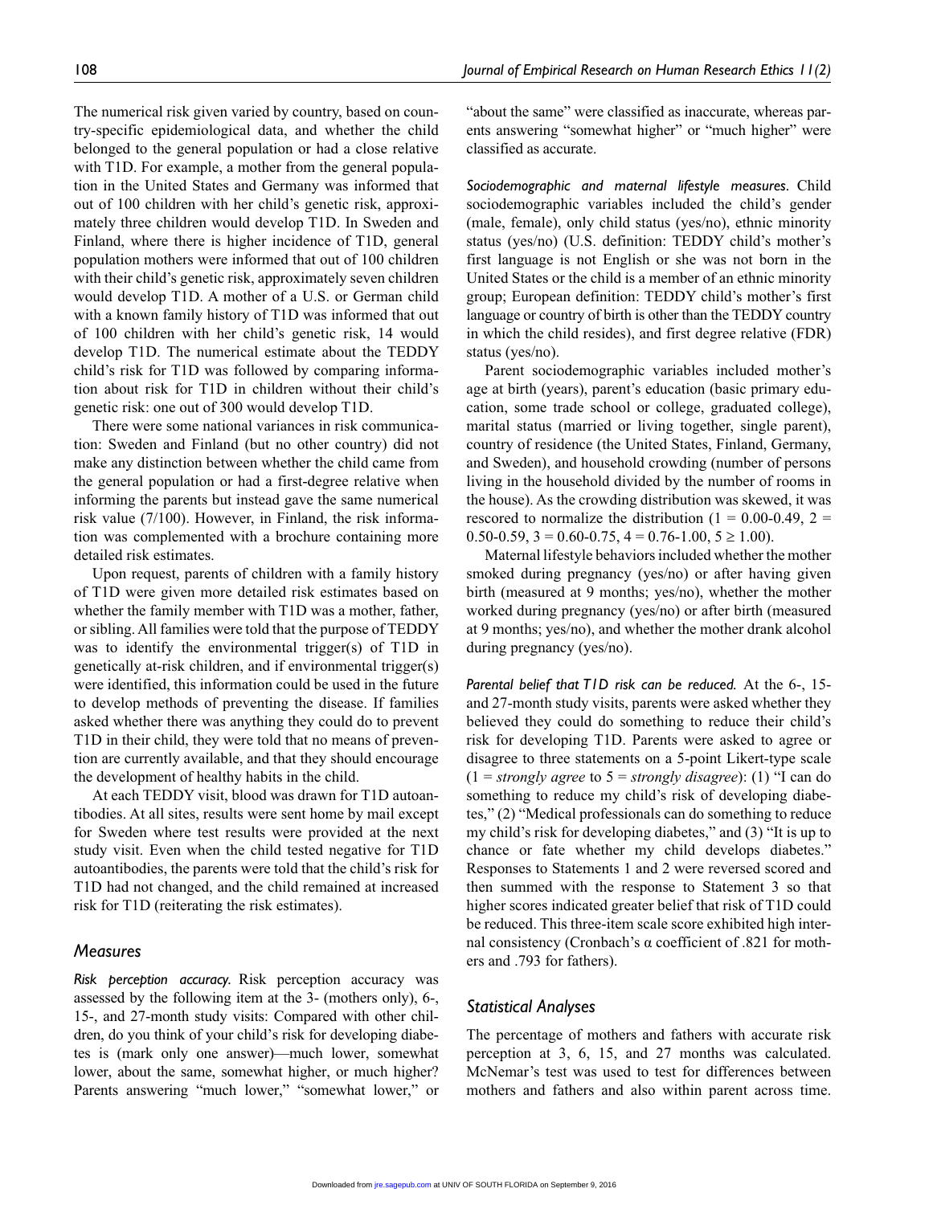The numerical risk given varied by country, based on country-specific epidemiological data, and whether the child belonged to the general population or had a close relative with T1D. For example, a mother from the general population in the United States and Germany was informed that out of 100 children with her child's genetic risk, approximately three children would develop T1D. In Sweden and Finland, where there is higher incidence of T1D, general population mothers were informed that out of 100 children with their child's genetic risk, approximately seven children would develop T1D. A mother of a U.S. or German child with a known family history of T1D was informed that out of 100 children with her child's genetic risk, 14 would develop T1D. The numerical estimate about the TEDDY child's risk for T1D was followed by comparing information about risk for T1D in children without their child's genetic risk: one out of 300 would develop T1D.

There were some national variances in risk communication: Sweden and Finland (but no other country) did not make any distinction between whether the child came from the general population or had a first-degree relative when informing the parents but instead gave the same numerical risk value (7/100). However, in Finland, the risk information was complemented with a brochure containing more detailed risk estimates.

Upon request, parents of children with a family history of T1D were given more detailed risk estimates based on whether the family member with T1D was a mother, father, or sibling. All families were told that the purpose of TEDDY was to identify the environmental trigger(s) of T1D in genetically at-risk children, and if environmental trigger(s) were identified, this information could be used in the future to develop methods of preventing the disease. If families asked whether there was anything they could do to prevent T1D in their child, they were told that no means of prevention are currently available, and that they should encourage the development of healthy habits in the child.

At each TEDDY visit, blood was drawn for T1D autoantibodies. At all sites, results were sent home by mail except for Sweden where test results were provided at the next study visit. Even when the child tested negative for T1D autoantibodies, the parents were told that the child's risk for T1D had not changed, and the child remained at increased risk for T1D (reiterating the risk estimates).

## Measures

*Risk perception accuracy.* Risk perception accuracy was assessed by the following item at the 3- (mothers only), 6-, 15-, and 27-month study visits: Compared with other children, do you think of your child's risk for developing diabetes is (mark only one answer)—much lower, somewhat lower, about the same, somewhat higher, or much higher? Parents answering "much lower," "somewhat lower," or "about the same" were classified as inaccurate, whereas parents answering "somewhat higher" or "much higher" were classified as accurate.

*Sociodemographic and maternal lifestyle measures.* Child sociodemographic variables included the child's gender (male, female), only child status (yes/no), ethnic minority status (yes/no) (U.S. definition: TEDDY child's mother's first language is not English or she was not born in the United States or the child is a member of an ethnic minority group; European definition: TEDDY child's mother's first language or country of birth is other than the TEDDY country in which the child resides), and first degree relative (FDR) status (yes/no).

Parent sociodemographic variables included mother's age at birth (years), parent's education (basic primary education, some trade school or college, graduated college), marital status (married or living together, single parent), country of residence (the United States, Finland, Germany, and Sweden), and household crowding (number of persons living in the household divided by the number of rooms in the house). As the crowding distribution was skewed, it was rescored to normalize the distribution ($1 = 0.00\text{-}0.49$, $2 = 0.50\text{-}0.59$, $3 = 0.60\text{-}0.75$, $4 = 0.76\text{-}1.00$, $5 \geq 1.00$).

Maternal lifestyle behaviors included whether the mother smoked during pregnancy (yes/no) or after having given birth (measured at 9 months; yes/no), whether the mother worked during pregnancy (yes/no) or after birth (measured at 9 months; yes/no), and whether the mother drank alcohol during pregnancy (yes/no).

*Parental belief that T1D risk can be reduced.* At the 6-, 15- and 27-month study visits, parents were asked whether they believed they could do something to reduce their child's risk for developing T1D. Parents were asked to agree or disagree to three statements on a 5-point Likert-type scale (1 = *strongly agree* to 5 = *strongly disagree*): (1) "I can do something to reduce my child's risk of developing diabetes," (2) "Medical professionals can do something to reduce my child's risk for developing diabetes," and (3) "It is up to chance or fate whether my child develops diabetes." Responses to Statements 1 and 2 were reversed scored and then summed with the response to Statement 3 so that higher scores indicated greater belief that risk of T1D could be reduced. This three-item scale score exhibited high internal consistency (Cronbach's $\alpha$ coefficient of .821 for mothers and .793 for fathers).

## Statistical Analyses

The percentage of mothers and fathers with accurate risk perception at 3, 6, 15, and 27 months was calculated. McNemar's test was used to test for differences between mothers and fathers and also within parent across time.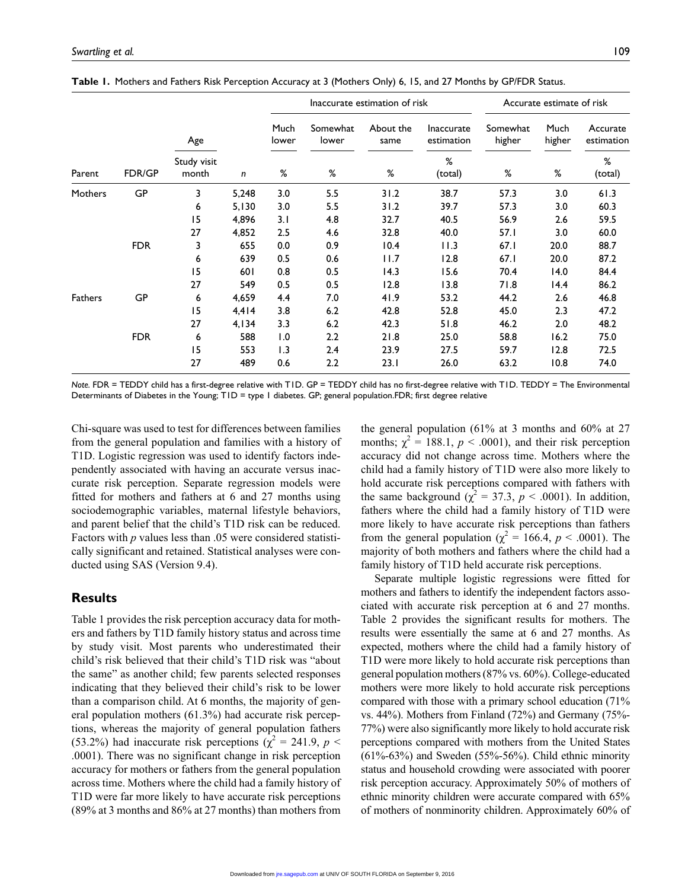**Table 1.** Mothers and Fathers Risk Perception Accuracy at 3 (Mothers Only) 6, 15, and 27 Months by GP/FDR Status.

| | | | | Inaccurate estimation of risk | | | | Accurate estimate of risk | | |
|---|---|---|---|---|---|---|---|---|---|---|
| | | Age | | Much lower | Somewhat lower | About the same | Inaccurate estimation | Somewhat higher | Much higher | Accurate estimation |
| Parent | FDR/GP | Study visit month | *n* | % | % | % | % (total) | % | % | % (total) |
| Mothers | GP | 3 | 5,248 | 3.0 | 5.5 | 31.2 | 38.7 | 57.3 | 3.0 | 61.3 |
| | | 6 | 5,130 | 3.0 | 5.5 | 31.2 | 39.7 | 57.3 | 3.0 | 60.3 |
| | | 15 | 4,896 | 3.1 | 4.8 | 32.7 | 40.5 | 56.9 | 2.6 | 59.5 |
| | | 27 | 4,852 | 2.5 | 4.6 | 32.8 | 40.0 | 57.1 | 3.0 | 60.0 |
| | FDR | 3 | 655 | 0.0 | 0.9 | 10.4 | 11.3 | 67.1 | 20.0 | 88.7 |
| | | 6 | 639 | 0.5 | 0.6 | 11.7 | 12.8 | 67.1 | 20.0 | 87.2 |
| | | 15 | 601 | 0.8 | 0.5 | 14.3 | 15.6 | 70.4 | 14.0 | 84.4 |
| | | 27 | 549 | 0.5 | 0.5 | 12.8 | 13.8 | 71.8 | 14.4 | 86.2 |
| Fathers | GP | 6 | 4,659 | 4.4 | 7.0 | 41.9 | 53.2 | 44.2 | 2.6 | 46.8 |
| | | 15 | 4,414 | 3.8 | 6.2 | 42.8 | 52.8 | 45.0 | 2.3 | 47.2 |
| | | 27 | 4,134 | 3.3 | 6.2 | 42.3 | 51.8 | 46.2 | 2.0 | 48.2 |
| | FDR | 6 | 588 | 1.0 | 2.2 | 21.8 | 25.0 | 58.8 | 16.2 | 75.0 |
| | | 15 | 553 | 1.3 | 2.4 | 23.9 | 27.5 | 59.7 | 12.8 | 72.5 |
| | | 27 | 489 | 0.6 | 2.2 | 23.1 | 26.0 | 63.2 | 10.8 | 74.0 |

*Note.* FDR = TEDDY child has a first-degree relative with T1D. GP = TEDDY child has no first-degree relative with T1D. TEDDY = The Environmental Determinants of Diabetes in the Young; T1D = type 1 diabetes. GP; general population.FDR; first degree relative

Chi-square was used to test for differences between families from the general population and families with a history of T1D. Logistic regression was used to identify factors independently associated with having an accurate versus inaccurate risk perception. Separate regression models were fitted for mothers and fathers at 6 and 27 months using sociodemographic variables, maternal lifestyle behaviors, and parent belief that the child's T1D risk can be reduced. Factors with *p* values less than .05 were considered statistically significant and retained. Statistical analyses were conducted using SAS (Version 9.4).

## Results

Table 1 provides the risk perception accuracy data for mothers and fathers by T1D family history status and across time by study visit. Most parents who underestimated their child's risk believed that their child's T1D risk was "about the same" as another child; few parents selected responses indicating that they believed their child's risk to be lower than a comparison child. At 6 months, the majority of general population mothers (61.3%) had accurate risk perceptions, whereas the majority of general population fathers (53.2%) had inaccurate risk perceptions ($\chi^2 = 241.9$, $p < .0001$). There was no significant change in risk perception accuracy for mothers or fathers from the general population across time. Mothers where the child had a family history of T1D were far more likely to have accurate risk perceptions (89% at 3 months and 86% at 27 months) than mothers from the general population (61% at 3 months and 60% at 27 months; $\chi^2 = 188.1$, $p < .0001$), and their risk perception accuracy did not change across time. Mothers where the child had a family history of T1D were also more likely to hold accurate risk perceptions compared with fathers with the same background ($\chi^2 = 37.3$, $p < .0001$). In addition, fathers where the child had a family history of T1D were more likely to have accurate risk perceptions than fathers from the general population ($\chi^2 = 166.4$, $p < .0001$). The majority of both mothers and fathers where the child had a family history of T1D held accurate risk perceptions.

Separate multiple logistic regressions were fitted for mothers and fathers to identify the independent factors associated with accurate risk perception at 6 and 27 months. Table 2 provides the significant results for mothers. The results were essentially the same at 6 and 27 months. As expected, mothers where the child had a family history of T1D were more likely to hold accurate risk perceptions than general population mothers (87% vs. 60%). College-educated mothers were more likely to hold accurate risk perceptions compared with those with a primary school education (71% vs. 44%). Mothers from Finland (72%) and Germany (75%-77%) were also significantly more likely to hold accurate risk perceptions compared with mothers from the United States (61%-63%) and Sweden (55%-56%). Child ethnic minority status and household crowding were associated with poorer risk perception accuracy. Approximately 50% of mothers of ethnic minority children were accurate compared with 65% of mothers of nonminority children. Approximately 60% of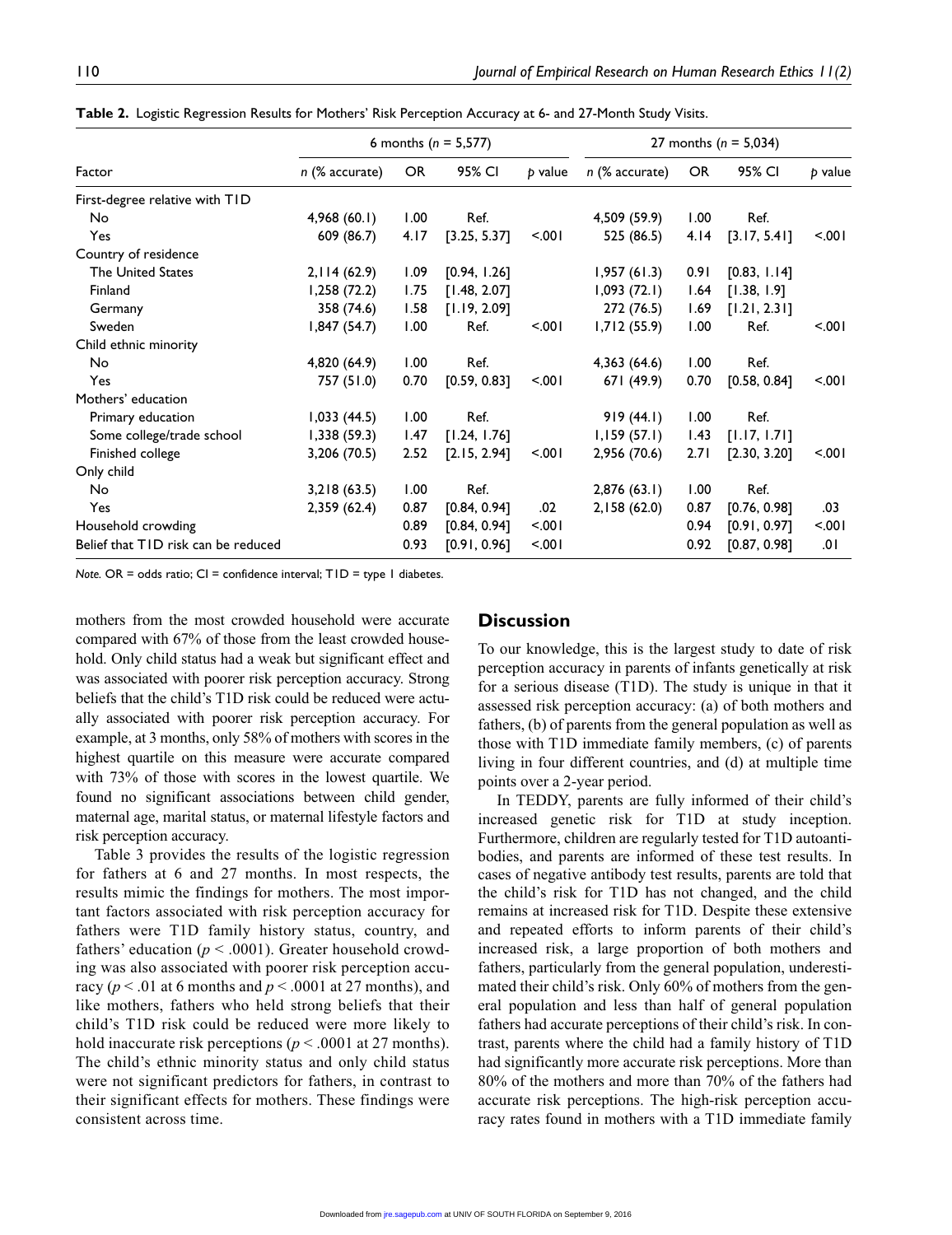**Table 2.** Logistic Regression Results for Mothers' Risk Perception Accuracy at 6- and 27-Month Study Visits.

| Factor | 6 months ($n$ = 5,577) | | | | 27 months ($n$ = 5,034) | | | |
|---|---|---|---|---|---|---|---|---|
| | $n$ (% accurate) | OR | 95% CI | $p$ value | $n$ (% accurate) | OR | 95% CI | $p$ value |
| First-degree relative with T1D | | | | | | | | |
| No | 4,968 (60.1) | 1.00 | Ref. | | 4,509 (59.9) | 1.00 | Ref. | |
| Yes | 609 (86.7) | 4.17 | [3.25, 5.37] | <.001 | 525 (86.5) | 4.14 | [3.17, 5.41] | <.001 |
| Country of residence | | | | | | | | |
| The United States | 2,114 (62.9) | 1.09 | [0.94, 1.26] | | 1,957 (61.3) | 0.91 | [0.83, 1.14] | |
| Finland | 1,258 (72.2) | 1.75 | [1.48, 2.07] | | 1,093 (72.1) | 1.64 | [1.38, 1.9] | |
| Germany | 358 (74.6) | 1.58 | [1.19, 2.09] | | 272 (76.5) | 1.69 | [1.21, 2.31] | |
| Sweden | 1,847 (54.7) | 1.00 | Ref. | <.001 | 1,712 (55.9) | 1.00 | Ref. | <.001 |
| Child ethnic minority | | | | | | | | |
| No | 4,820 (64.9) | 1.00 | Ref. | | 4,363 (64.6) | 1.00 | Ref. | |
| Yes | 757 (51.0) | 0.70 | [0.59, 0.83] | <.001 | 671 (49.9) | 0.70 | [0.58, 0.84] | <.001 |
| Mothers' education | | | | | | | | |
| Primary education | 1,033 (44.5) | 1.00 | Ref. | | 919 (44.1) | 1.00 | Ref. | |
| Some college/trade school | 1,338 (59.3) | 1.47 | [1.24, 1.76] | | 1,159 (57.1) | 1.43 | [1.17, 1.71] | |
| Finished college | 3,206 (70.5) | 2.52 | [2.15, 2.94] | <.001 | 2,956 (70.6) | 2.71 | [2.30, 3.20] | <.001 |
| Only child | | | | | | | | |
| No | 3,218 (63.5) | 1.00 | Ref. | | 2,876 (63.1) | 1.00 | Ref. | |
| Yes | 2,359 (62.4) | 0.87 | [0.84, 0.94] | .02 | 2,158 (62.0) | 0.87 | [0.76, 0.98] | .03 |
| Household crowding | | 0.89 | [0.84, 0.94] | <.001 | | 0.94 | [0.91, 0.97] | <.001 |
| Belief that T1D risk can be reduced | | 0.93 | [0.91, 0.96] | <.001 | | 0.92 | [0.87, 0.98] | .01 |

*Note.* OR = odds ratio; CI = confidence interval; T1D = type 1 diabetes.

mothers from the most crowded household were accurate compared with 67% of those from the least crowded household. Only child status had a weak but significant effect and was associated with poorer risk perception accuracy. Strong beliefs that the child's T1D risk could be reduced were actually associated with poorer risk perception accuracy. For example, at 3 months, only 58% of mothers with scores in the highest quartile on this measure were accurate compared with 73% of those with scores in the lowest quartile. We found no significant associations between child gender, maternal age, marital status, or maternal lifestyle factors and risk perception accuracy.

Table 3 provides the results of the logistic regression for fathers at 6 and 27 months. In most respects, the results mimic the findings for mothers. The most important factors associated with risk perception accuracy for fathers were T1D family history status, country, and fathers' education ($p < .0001$). Greater household crowding was also associated with poorer risk perception accuracy ($p < .01$ at 6 months and $p < .0001$ at 27 months), and like mothers, fathers who held strong beliefs that their child's T1D risk could be reduced were more likely to hold inaccurate risk perceptions ($p < .0001$ at 27 months). The child's ethnic minority status and only child status were not significant predictors for fathers, in contrast to their significant effects for mothers. These findings were consistent across time.

## Discussion

To our knowledge, this is the largest study to date of risk perception accuracy in parents of infants genetically at risk for a serious disease (T1D). The study is unique in that it assessed risk perception accuracy: (a) of both mothers and fathers, (b) of parents from the general population as well as those with T1D immediate family members, (c) of parents living in four different countries, and (d) at multiple time points over a 2-year period.

In TEDDY, parents are fully informed of their child's increased genetic risk for T1D at study inception. Furthermore, children are regularly tested for T1D autoantibodies, and parents are informed of these test results. In cases of negative antibody test results, parents are told that the child's risk for T1D has not changed, and the child remains at increased risk for T1D. Despite these extensive and repeated efforts to inform parents of their child's increased risk, a large proportion of both mothers and fathers, particularly from the general population, underestimated their child's risk. Only 60% of mothers from the general population and less than half of general population fathers had accurate perceptions of their child's risk. In contrast, parents where the child had a family history of T1D had significantly more accurate risk perceptions. More than 80% of the mothers and more than 70% of the fathers had accurate risk perceptions. The high-risk perception accuracy rates found in mothers with a T1D immediate family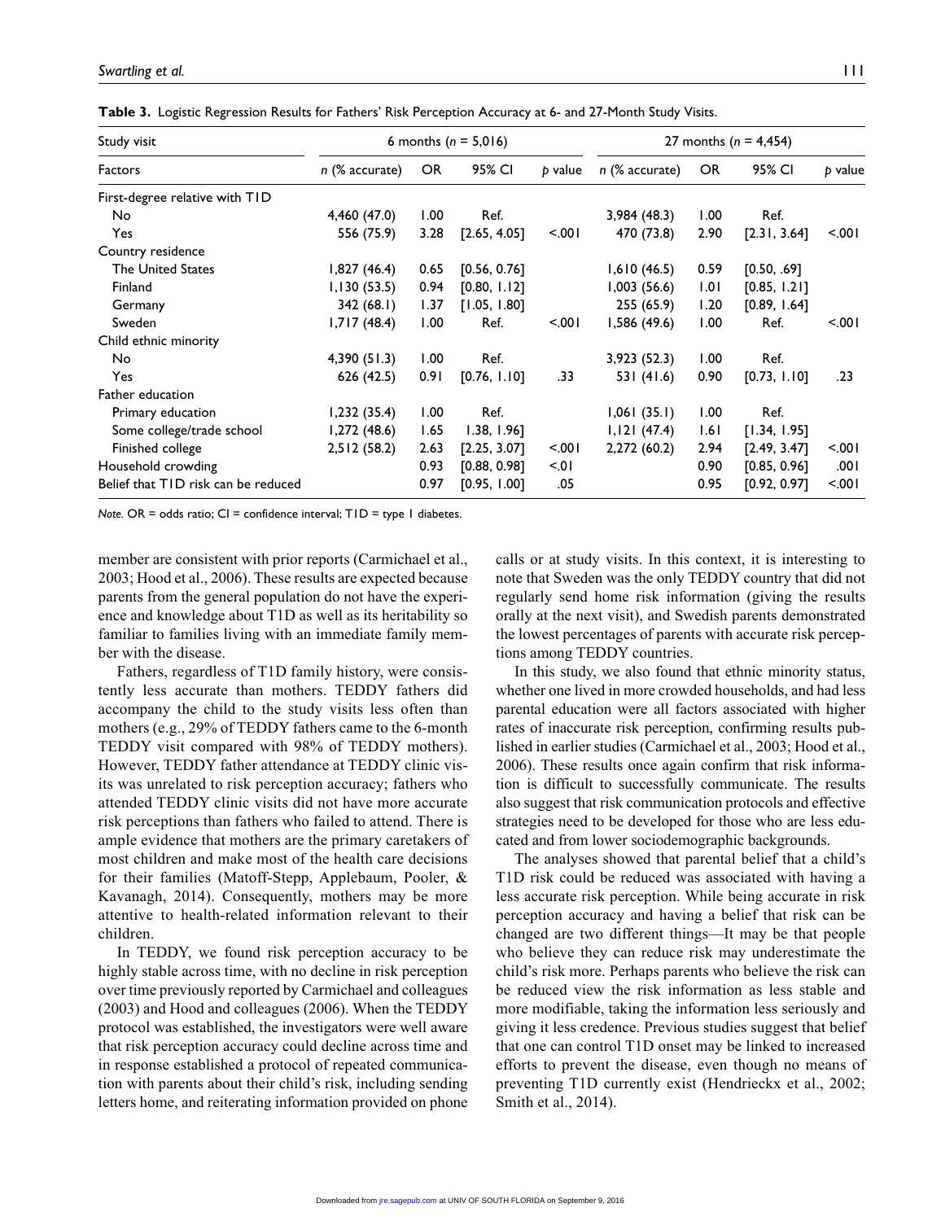**Table 3.** Logistic Regression Results for Fathers' Risk Perception Accuracy at 6- and 27-Month Study Visits.

| Study visit | 6 months ($n$ = 5,016) | | | | 27 months ($n$ = 4,454) | | | |
|---|---|---|---|---|---|---|---|---|
| Factors | $n$ (% accurate) | OR | 95% CI | $p$ value | $n$ (% accurate) | OR | 95% CI | $p$ value |
| First-degree relative with T1D | | | | | | | | |
| No | 4,460 (47.0) | 1.00 | Ref. | | 3,984 (48.3) | 1.00 | Ref. | |
| Yes | 556 (75.9) | 3.28 | [2.65, 4.05] | <.001 | 470 (73.8) | 2.90 | [2.31, 3.64] | <.001 |
| Country residence | | | | | | | | |
| The United States | 1,827 (46.4) | 0.65 | [0.56, 0.76] | | 1,610 (46.5) | 0.59 | [0.50, .69] | |
| Finland | 1,130 (53.5) | 0.94 | [0.80, 1.12] | | 1,003 (56.6) | 1.01 | [0.85, 1.21] | |
| Germany | 342 (68.1) | 1.37 | [1.05, 1.80] | | 255 (65.9) | 1.20 | [0.89, 1.64] | |
| Sweden | 1,717 (48.4) | 1.00 | Ref. | <.001 | 1,586 (49.6) | 1.00 | Ref. | <.001 |
| Child ethnic minority | | | | | | | | |
| No | 4,390 (51.3) | 1.00 | Ref. | | 3,923 (52.3) | 1.00 | Ref. | |
| Yes | 626 (42.5) | 0.91 | [0.76, 1.10] | .33 | 531 (41.6) | 0.90 | [0.73, 1.10] | .23 |
| Father education | | | | | | | | |
| Primary education | 1,232 (35.4) | 1.00 | Ref. | | 1,061 (35.1) | 1.00 | Ref. | |
| Some college/trade school | 1,272 (48.6) | 1.65 | 1.38, 1.96] | | 1,121 (47.4) | 1.61 | [1.34, 1.95] | |
| Finished college | 2,512 (58.2) | 2.63 | [2.25, 3.07] | <.001 | 2,272 (60.2) | 2.94 | [2.49, 3.47] | <.001 |
| Household crowding | | 0.93 | [0.88, 0.98] | <.01 | | 0.90 | [0.85, 0.96] | .001 |
| Belief that T1D risk can be reduced | | 0.97 | [0.95, 1.00] | .05 | | 0.95 | [0.92, 0.97] | <.001 |

*Note.* OR = odds ratio; CI = confidence interval; T1D = type 1 diabetes.

member are consistent with prior reports (Carmichael et al., 2003; Hood et al., 2006). These results are expected because parents from the general population do not have the experience and knowledge about T1D as well as its heritability so familiar to families living with an immediate family member with the disease.

Fathers, regardless of T1D family history, were consistently less accurate than mothers. TEDDY fathers did accompany the child to the study visits less often than mothers (e.g., 29% of TEDDY fathers came to the 6-month TEDDY visit compared with 98% of TEDDY mothers). However, TEDDY father attendance at TEDDY clinic visits was unrelated to risk perception accuracy; fathers who attended TEDDY clinic visits did not have more accurate risk perceptions than fathers who failed to attend. There is ample evidence that mothers are the primary caretakers of most children and make most of the health care decisions for their families (Matoff-Stepp, Applebaum, Pooler, & Kavanagh, 2014). Consequently, mothers may be more attentive to health-related information relevant to their children.

In TEDDY, we found risk perception accuracy to be highly stable across time, with no decline in risk perception over time previously reported by Carmichael and colleagues (2003) and Hood and colleagues (2006). When the TEDDY protocol was established, the investigators were well aware that risk perception accuracy could decline across time and in response established a protocol of repeated communication with parents about their child's risk, including sending letters home, and reiterating information provided on phone calls or at study visits. In this context, it is interesting to note that Sweden was the only TEDDY country that did not regularly send home risk information (giving the results orally at the next visit), and Swedish parents demonstrated the lowest percentages of parents with accurate risk perceptions among TEDDY countries.

In this study, we also found that ethnic minority status, whether one lived in more crowded households, and had less parental education were all factors associated with higher rates of inaccurate risk perception, confirming results published in earlier studies (Carmichael et al., 2003; Hood et al., 2006). These results once again confirm that risk information is difficult to successfully communicate. The results also suggest that risk communication protocols and effective strategies need to be developed for those who are less educated and from lower sociodemographic backgrounds.

The analyses showed that parental belief that a child's T1D risk could be reduced was associated with having a less accurate risk perception. While being accurate in risk perception accuracy and having a belief that risk can be changed are two different things—It may be that people who believe they can reduce risk may underestimate the child's risk more. Perhaps parents who believe the risk can be reduced view the risk information as less stable and more modifiable, taking the information less seriously and giving it less credence. Previous studies suggest that belief that one can control T1D onset may be linked to increased efforts to prevent the disease, even though no means of preventing T1D currently exist (Hendrieckx et al., 2002; Smith et al., 2014).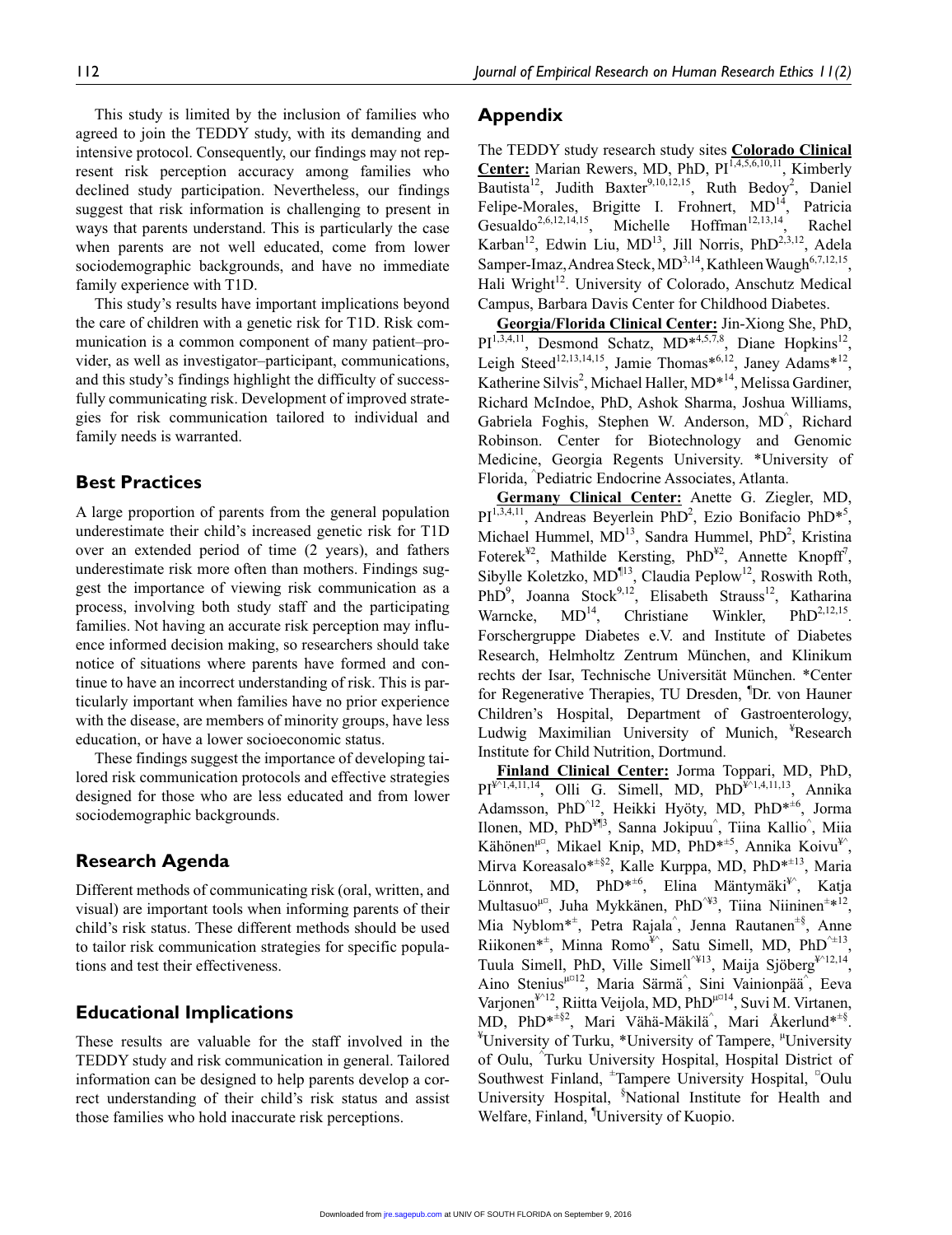This study is limited by the inclusion of families who agreed to join the TEDDY study, with its demanding and intensive protocol. Consequently, our findings may not represent risk perception accuracy among families who declined study participation. Nevertheless, our findings suggest that risk information is challenging to present in ways that parents understand. This is particularly the case when parents are not well educated, come from lower sociodemographic backgrounds, and have no immediate family experience with T1D.

This study's results have important implications beyond the care of children with a genetic risk for T1D. Risk communication is a common component of many patient–provider, as well as investigator–participant, communications, and this study's findings highlight the difficulty of successfully communicating risk. Development of improved strategies for risk communication tailored to individual and family needs is warranted.

## Best Practices

A large proportion of parents from the general population underestimate their child's increased genetic risk for T1D over an extended period of time (2 years), and fathers underestimate risk more often than mothers. Findings suggest the importance of viewing risk communication as a process, involving both study staff and the participating families. Not having an accurate risk perception may influence informed decision making, so researchers should take notice of situations where parents have formed and continue to have an incorrect understanding of risk. This is particularly important when families have no prior experience with the disease, are members of minority groups, have less education, or have a lower socioeconomic status.

These findings suggest the importance of developing tailored risk communication protocols and effective strategies designed for those who are less educated and from lower sociodemographic backgrounds.

## Research Agenda

Different methods of communicating risk (oral, written, and visual) are important tools when informing parents of their child's risk status. These different methods should be used to tailor risk communication strategies for specific populations and test their effectiveness.

## Educational Implications

These results are valuable for the staff involved in the TEDDY study and risk communication in general. Tailored information can be designed to help parents develop a correct understanding of their child's risk status and assist those families who hold inaccurate risk perceptions.

## Appendix

The TEDDY study research study sites **Colorado Clinical Center:** Marian Rewers, MD, PhD, PI[1,4,5,6,10,11], Kimberly Bautista[12], Judith Baxter[9,10,12,15], Ruth Bedoy[2], Daniel Felipe-Morales, Brigitte I. Frohnert, MD[14], Patricia Gesualdo[2,6,12,14,15], Michelle Hoffman[12,13,14], Rachel Karban[12], Edwin Liu, MD[13], Jill Norris, PhD[2,3,12], Adela Samper-Imaz, Andrea Steck, MD[3,14], Kathleen Waugh[6,7,12,15], Hali Wright[12]. University of Colorado, Anschutz Medical Campus, Barbara Davis Center for Childhood Diabetes.

**Georgia/Florida Clinical Center:** Jin-Xiong She, PhD, PI[1,3,4,11], Desmond Schatz, MD*[4,5,7,8], Diane Hopkins[12], Leigh Steed[12,13,14,15], Jamie Thomas*[6,12], Janey Adams*[12], Katherine Silvis[2], Michael Haller, MD*[14], Melissa Gardiner, Richard McIndoe, PhD, Ashok Sharma, Joshua Williams, Gabriela Foghis, Stephen W. Anderson, MD^, Richard Robinson. Center for Biotechnology and Genomic Medicine, Georgia Regents University. *University of Florida, ^Pediatric Endocrine Associates, Atlanta.

**Germany Clinical Center:** Anette G. Ziegler, MD, PI[1,3,4,11], Andreas Beyerlein PhD[2], Ezio Bonifacio PhD*[5], Michael Hummel, MD[13], Sandra Hummel, PhD[2], Kristina Foterek[¥2], Mathilde Kersting, PhD[¥2], Annette Knopff[7], Sibylle Koletzko, MD[¶13], Claudia Peplow[12], Roswith Roth, PhD[9], Joanna Stock[9,12], Elisabeth Strauss[12], Katharina Warncke, MD[14], Christiane Winkler, PhD[2,12,15]. Forschergruppe Diabetes e.V. and Institute of Diabetes Research, Helmholtz Zentrum München, and Klinikum rechts der Isar, Technische Universität München. *Center for Regenerative Therapies, TU Dresden, ¶Dr. von Hauner Children's Hospital, Department of Gastroenterology, Ludwig Maximilian University of Munich, ¥Research Institute for Child Nutrition, Dortmund.

**Finland Clinical Center:** Jorma Toppari, MD, PhD, PI[¥^1,4,11,14], Olli G. Simell, MD, PhD[¥^1,4,11,13], Annika Adamsson, PhD[^12], Heikki Hyöty, MD, PhD*[±6], Jorma Ilonen, MD, PhD[¥¶3], Sanna Jokipuu[^], Tiina Kallio[^], Miia Kähönen[µ¤], Mikael Knip, MD, PhD*[±5], Annika Koivu[¥^], Mirva Koreasalo*[±§2], Kalle Kurppa, MD, PhD*[±13], Maria Lönnrot, MD, PhD*[±6], Elina Mäntymäki[¥^], Katja Multasuo[µ¤], Juha Mykkänen, PhD[^¥3], Tiina Niininen[±]*[12], Mia Nyblom*[±], Petra Rajala[^], Jenna Rautanen[±§], Anne Riikonen*[±], Minna Romo[¥^], Satu Simell, MD, PhD[^±13], Tuula Simell, PhD, Ville Simell[^¥13], Maija Sjöberg[¥^12,14], Aino Stenius[µ¤12], Maria Särmä[^], Sini Vainionpää[^], Eeva Varjonen[¥^12], Riitta Veijola, MD, PhD[µ¤14], Suvi M. Virtanen, MD, PhD*[±§2], Mari Vähä-Mäkilä[^], Mari Åkerlund*[±§]. ¥University of Turku, *University of Tampere, µUniversity of Oulu, ^Turku University Hospital, Hospital District of Southwest Finland, ±Tampere University Hospital, ¤Oulu University Hospital, §National Institute for Health and Welfare, Finland, ¶University of Kuopio.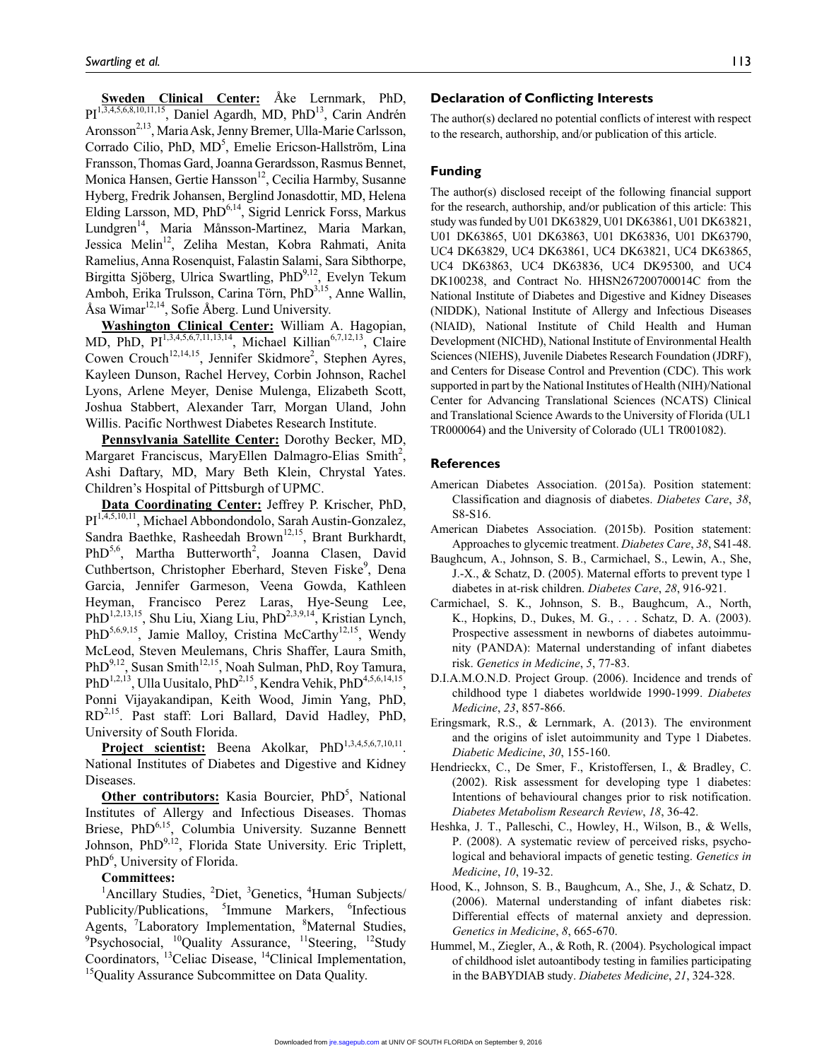**Sweden Clinical Center:** Åke Lernmark, PhD, PI[1,3,4,5,6,8,10,11,15], Daniel Agardh, MD, PhD[13], Carin Andrén Aronsson[2,13], Maria Ask, Jenny Bremer, Ulla-Marie Carlsson, Corrado Cilio, PhD, MD[5], Emelie Ericson-Hallström, Lina Fransson, Thomas Gard, Joanna Gerardsson, Rasmus Bennet, Monica Hansen, Gertie Hansson[12], Cecilia Harmby, Susanne Hyberg, Fredrik Johansen, Berglind Jonasdottir, MD, Helena Elding Larsson, MD, PhD[6,14], Sigrid Lenrick Forss, Markus Lundgren[14], Maria Månsson-Martinez, Maria Markan, Jessica Melin[12], Zeliha Mestan, Kobra Rahmati, Anita Ramelius, Anna Rosenquist, Falastin Salami, Sara Sibthorpe, Birgitta Sjöberg, Ulrica Swartling, PhD[9,12], Evelyn Tekum Amboh, Erika Trulsson, Carina Törn, PhD[3,15], Anne Wallin, Åsa Wimar[12,14], Sofie Åberg. Lund University.

**Washington Clinical Center:** William A. Hagopian, MD, PhD, PI[1,3,4,5,6,7,11,13,14], Michael Killian[6,7,12,13], Claire Cowen Crouch[12,14,15], Jennifer Skidmore[2], Stephen Ayres, Kayleen Dunson, Rachel Hervey, Corbin Johnson, Rachel Lyons, Arlene Meyer, Denise Mulenga, Elizabeth Scott, Joshua Stabbert, Alexander Tarr, Morgan Uland, John Willis. Pacific Northwest Diabetes Research Institute.

**Pennsylvania Satellite Center:** Dorothy Becker, MD, Margaret Franciscus, MaryEllen Dalmagro-Elias Smith[2], Ashi Daftary, MD, Mary Beth Klein, Chrystal Yates. Children's Hospital of Pittsburgh of UPMC.

**Data Coordinating Center:** Jeffrey P. Krischer, PhD, PI[1,4,5,10,11], Michael Abbondondolo, Sarah Austin-Gonzalez, Sandra Baethke, Rasheedah Brown[12,15], Brant Burkhardt, PhD[5,6], Martha Butterworth[2], Joanna Clasen, David Cuthbertson, Christopher Eberhard, Steven Fiske[9], Dena Garcia, Jennifer Garmeson, Veena Gowda, Kathleen Heyman, Francisco Perez Laras, Hye-Seung Lee, PhD[1,2,13,15], Shu Liu, Xiang Liu, PhD[2,3,9,14], Kristian Lynch, PhD[5,6,9,15], Jamie Malloy, Cristina McCarthy[12,15], Wendy McLeod, Steven Meulemans, Chris Shaffer, Laura Smith, PhD[9,12], Susan Smith[12,15], Noah Sulman, PhD, Roy Tamura, PhD[1,2,13], Ulla Uusitalo, PhD[2,15], Kendra Vehik, PhD[4,5,6,14,15], Ponni Vijayakandipan, Keith Wood, Jimin Yang, PhD, RD[2,15]. Past staff: Lori Ballard, David Hadley, PhD, University of South Florida.

**Project scientist:** Beena Akolkar, PhD[1,3,4,5,6,7,10,11]. National Institutes of Diabetes and Digestive and Kidney Diseases.

**Other contributors:** Kasia Bourcier, PhD[5], National Institutes of Allergy and Infectious Diseases. Thomas Briese, PhD[6,15], Columbia University. Suzanne Bennett Johnson, PhD[9,12], Florida State University. Eric Triplett, PhD[6], University of Florida.

**Committees:**

[1]Ancillary Studies, [2]Diet, [3]Genetics, [4]Human Subjects/Publicity/Publications, [5]Immune Markers, [6]Infectious Agents, [7]Laboratory Implementation, [8]Maternal Studies, [9]Psychosocial, [10]Quality Assurance, [11]Steering, [12]Study Coordinators, [13]Celiac Disease, [14]Clinical Implementation, [15]Quality Assurance Subcommittee on Data Quality.

## Declaration of Conflicting Interests

The author(s) declared no potential conflicts of interest with respect to the research, authorship, and/or publication of this article.

## Funding

The author(s) disclosed receipt of the following financial support for the research, authorship, and/or publication of this article: This study was funded by U01 DK63829, U01 DK63861, U01 DK63821, U01 DK63865, U01 DK63863, U01 DK63836, U01 DK63790, UC4 DK63829, UC4 DK63861, UC4 DK63821, UC4 DK63865, UC4 DK63863, UC4 DK63836, UC4 DK95300, and UC4 DK100238, and Contract No. HHSN267200700014C from the National Institute of Diabetes and Digestive and Kidney Diseases (NIDDK), National Institute of Allergy and Infectious Diseases (NIAID), National Institute of Child Health and Human Development (NICHD), National Institute of Environmental Health Sciences (NIEHS), Juvenile Diabetes Research Foundation (JDRF), and Centers for Disease Control and Prevention (CDC). This work supported in part by the National Institutes of Health (NIH)/National Center for Advancing Translational Sciences (NCATS) Clinical and Translational Science Awards to the University of Florida (UL1 TR000064) and the University of Colorado (UL1 TR001082).

## References

American Diabetes Association. (2015a). Position statement: Classification and diagnosis of diabetes. *Diabetes Care*, *38*, S8-S16.

American Diabetes Association. (2015b). Position statement: Approaches to glycemic treatment. *Diabetes Care*, *38*, S41-48.

Baughcum, A., Johnson, S. B., Carmichael, S., Lewin, A., She, J.-X., & Schatz, D. (2005). Maternal efforts to prevent type 1 diabetes in at-risk children. *Diabetes Care*, *28*, 916-921.

Carmichael, S. K., Johnson, S. B., Baughcum, A., North, K., Hopkins, D., Dukes, M. G., . . . Schatz, D. A. (2003). Prospective assessment in newborns of diabetes autoimmunity (PANDA): Maternal understanding of infant diabetes risk. *Genetics in Medicine*, *5*, 77-83.

D.I.A.M.O.N.D. Project Group. (2006). Incidence and trends of childhood type 1 diabetes worldwide 1990-1999. *Diabetes Medicine*, *23*, 857-866.

Eringsmark, R.S., & Lernmark, A. (2013). The environment and the origins of islet autoimmunity and Type 1 Diabetes. *Diabetic Medicine*, *30*, 155-160.

Hendrieckx, C., De Smer, F., Kristoffersen, I., & Bradley, C. (2002). Risk assessment for developing type 1 diabetes: Intentions of behavioural changes prior to risk notification. *Diabetes Metabolism Research Review*, *18*, 36-42.

Heshka, J. T., Palleschi, C., Howley, H., Wilson, B., & Wells, P. (2008). A systematic review of perceived risks, psychological and behavioral impacts of genetic testing. *Genetics in Medicine*, *10*, 19-32.

Hood, K., Johnson, S. B., Baughcum, A., She, J., & Schatz, D. (2006). Maternal understanding of infant diabetes risk: Differential effects of maternal anxiety and depression. *Genetics in Medicine*, *8*, 665-670.

Hummel, M., Ziegler, A., & Roth, R. (2004). Psychological impact of childhood islet autoantibody testing in families participating in the BABYDIAB study. *Diabetes Medicine*, *21*, 324-328.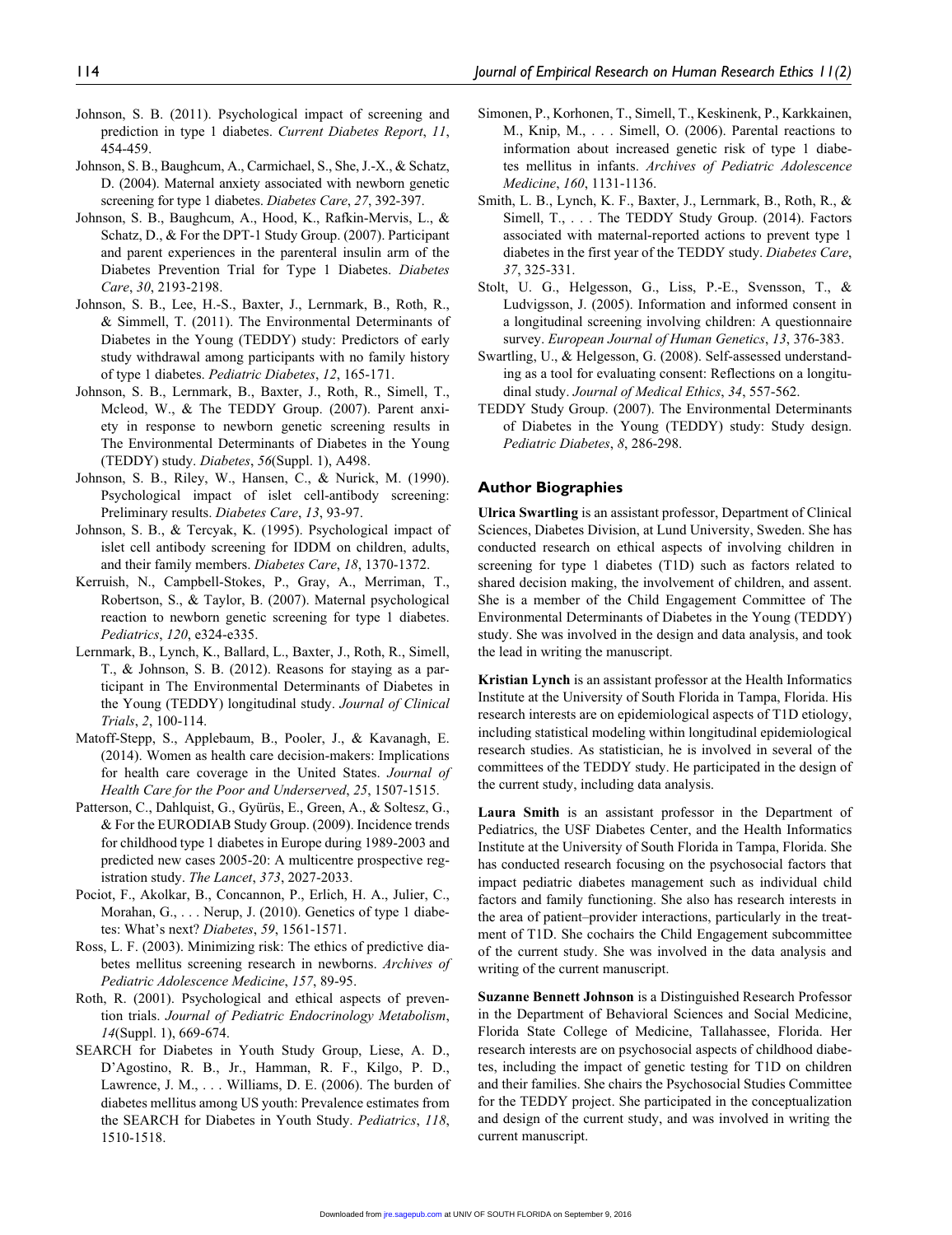Johnson, S. B. (2011). Psychological impact of screening and prediction in type 1 diabetes. *Current Diabetes Report*, *11*, 454-459.

Johnson, S. B., Baughcum, A., Carmichael, S., She, J.-X., & Schatz, D. (2004). Maternal anxiety associated with newborn genetic screening for type 1 diabetes. *Diabetes Care*, *27*, 392-397.

Johnson, S. B., Baughcum, A., Hood, K., Rafkin-Mervis, L., & Schatz, D., & For the DPT-1 Study Group. (2007). Participant and parent experiences in the parenteral insulin arm of the Diabetes Prevention Trial for Type 1 Diabetes. *Diabetes Care*, *30*, 2193-2198.

Johnson, S. B., Lee, H.-S., Baxter, J., Lernmark, B., Roth, R., & Simmell, T. (2011). The Environmental Determinants of Diabetes in the Young (TEDDY) study: Predictors of early study withdrawal among participants with no family history of type 1 diabetes. *Pediatric Diabetes*, *12*, 165-171.

Johnson, S. B., Lernmark, B., Baxter, J., Roth, R., Simell, T., Mcleod, W., & The TEDDY Group. (2007). Parent anxiety in response to newborn genetic screening results in The Environmental Determinants of Diabetes in the Young (TEDDY) study. *Diabetes*, *56*(Suppl. 1), A498.

Johnson, S. B., Riley, W., Hansen, C., & Nurick, M. (1990). Psychological impact of islet cell-antibody screening: Preliminary results. *Diabetes Care*, *13*, 93-97.

Johnson, S. B., & Tercyak, K. (1995). Psychological impact of islet cell antibody screening for IDDM on children, adults, and their family members. *Diabetes Care*, *18*, 1370-1372.

Kerruish, N., Campbell-Stokes, P., Gray, A., Merriman, T., Robertson, S., & Taylor, B. (2007). Maternal psychological reaction to newborn genetic screening for type 1 diabetes. *Pediatrics*, *120*, e324-e335.

Lernmark, B., Lynch, K., Ballard, L., Baxter, J., Roth, R., Simell, T., & Johnson, S. B. (2012). Reasons for staying as a participant in The Environmental Determinants of Diabetes in the Young (TEDDY) longitudinal study. *Journal of Clinical Trials*, *2*, 100-114.

Matoff-Stepp, S., Applebaum, B., Pooler, J., & Kavanagh, E. (2014). Women as health care decision-makers: Implications for health care coverage in the United States. *Journal of Health Care for the Poor and Underserved*, *25*, 1507-1515.

Patterson, C., Dahlquist, G., Gyürüs, E., Green, A., & Soltesz, G., & For the EURODIAB Study Group. (2009). Incidence trends for childhood type 1 diabetes in Europe during 1989-2003 and predicted new cases 2005-20: A multicentre prospective registration study. *The Lancet*, *373*, 2027-2033.

Pociot, F., Akolkar, B., Concannon, P., Erlich, H. A., Julier, C., Morahan, G., . . . Nerup, J. (2010). Genetics of type 1 diabetes: What's next? *Diabetes*, *59*, 1561-1571.

Ross, L. F. (2003). Minimizing risk: The ethics of predictive diabetes mellitus screening research in newborns. *Archives of Pediatric Adolescence Medicine*, *157*, 89-95.

Roth, R. (2001). Psychological and ethical aspects of prevention trials. *Journal of Pediatric Endocrinology Metabolism*, *14*(Suppl. 1), 669-674.

SEARCH for Diabetes in Youth Study Group, Liese, A. D., D'Agostino, R. B., Jr., Hamman, R. F., Kilgo, P. D., Lawrence, J. M., . . . Williams, D. E. (2006). The burden of diabetes mellitus among US youth: Prevalence estimates from the SEARCH for Diabetes in Youth Study. *Pediatrics*, *118*, 1510-1518.

Simonen, P., Korhonen, T., Simell, T., Keskinenk, P., Karkkainen, M., Knip, M., . . . Simell, O. (2006). Parental reactions to information about increased genetic risk of type 1 diabetes mellitus in infants. *Archives of Pediatric Adolescence Medicine*, *160*, 1131-1136.

Smith, L. B., Lynch, K. F., Baxter, J., Lernmark, B., Roth, R., & Simell, T., . . . The TEDDY Study Group. (2014). Factors associated with maternal-reported actions to prevent type 1 diabetes in the first year of the TEDDY study. *Diabetes Care*, *37*, 325-331.

Stolt, U. G., Helgesson, G., Liss, P.-E., Svensson, T., & Ludvigsson, J. (2005). Information and informed consent in a longitudinal screening involving children: A questionnaire survey. *European Journal of Human Genetics*, *13*, 376-383.

Swartling, U., & Helgesson, G. (2008). Self-assessed understanding as a tool for evaluating consent: Reflections on a longitudinal study. *Journal of Medical Ethics*, *34*, 557-562.

TEDDY Study Group. (2007). The Environmental Determinants of Diabetes in the Young (TEDDY) study: Study design. *Pediatric Diabetes*, *8*, 286-298.

## Author Biographies

**Ulrica Swartling** is an assistant professor, Department of Clinical Sciences, Diabetes Division, at Lund University, Sweden. She has conducted research on ethical aspects of involving children in screening for type 1 diabetes (T1D) such as factors related to shared decision making, the involvement of children, and assent. She is a member of the Child Engagement Committee of The Environmental Determinants of Diabetes in the Young (TEDDY) study. She was involved in the design and data analysis, and took the lead in writing the manuscript.

**Kristian Lynch** is an assistant professor at the Health Informatics Institute at the University of South Florida in Tampa, Florida. His research interests are on epidemiological aspects of T1D etiology, including statistical modeling within longitudinal epidemiological research studies. As statistician, he is involved in several of the committees of the TEDDY study. He participated in the design of the current study, including data analysis.

**Laura Smith** is an assistant professor in the Department of Pediatrics, the USF Diabetes Center, and the Health Informatics Institute at the University of South Florida in Tampa, Florida. She has conducted research focusing on the psychosocial factors that impact pediatric diabetes management such as individual child factors and family functioning. She also has research interests in the area of patient–provider interactions, particularly in the treatment of T1D. She cochairs the Child Engagement subcommittee of the current study. She was involved in the data analysis and writing of the current manuscript.

**Suzanne Bennett Johnson** is a Distinguished Research Professor in the Department of Behavioral Sciences and Social Medicine, Florida State College of Medicine, Tallahassee, Florida. Her research interests are on psychosocial aspects of childhood diabetes, including the impact of genetic testing for T1D on children and their families. She chairs the Psychosocial Studies Committee for the TEDDY project. She participated in the conceptualization and design of the current study, and was involved in writing the current manuscript.